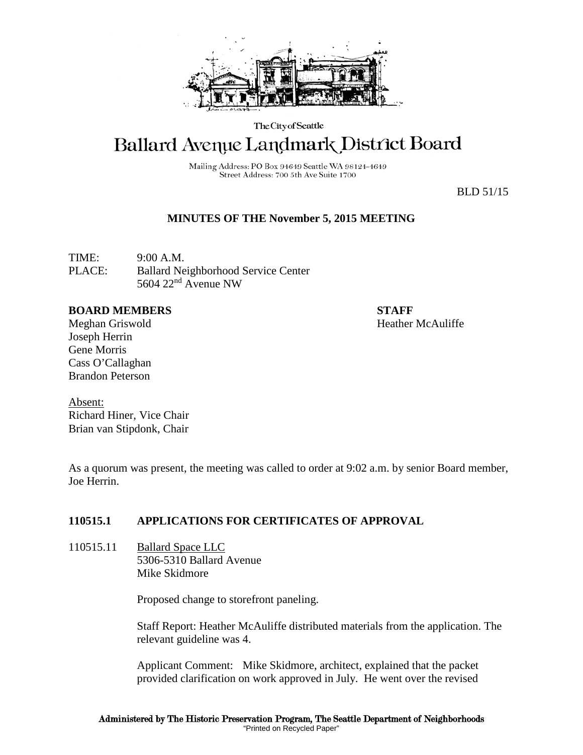The City of Seattle

# Ballard Avenue Landmark District Board

Mailing Address: PO Box 94649 Seattle WA 98124-4649
Street Address: 700 5th Ave Suite 1700

BLD 51/15

## MINUTES OF THE November 5, 2015 MEETING

TIME: 9:00 A.M.
PLACE: Ballard Neighborhood Service Center
5604 22nd Avenue NW

**BOARD MEMBERS**
Meghan Griswold
Joseph Herrin
Gene Morris
Cass O'Callaghan
Brandon Peterson

**STAFF**
Heather McAuliffe

Absent:
Richard Hiner, Vice Chair
Brian van Stipdonk, Chair

As a quorum was present, the meeting was called to order at 9:02 a.m. by senior Board member, Joe Herrin.

### 110515.1 APPLICATIONS FOR CERTIFICATES OF APPROVAL

110515.11 Ballard Space LLC
5306-5310 Ballard Avenue
Mike Skidmore

Proposed change to storefront paneling.

Staff Report: Heather McAuliffe distributed materials from the application. The relevant guideline was 4.

Applicant Comment: Mike Skidmore, architect, explained that the packet provided clarification on work approved in July. He went over the revised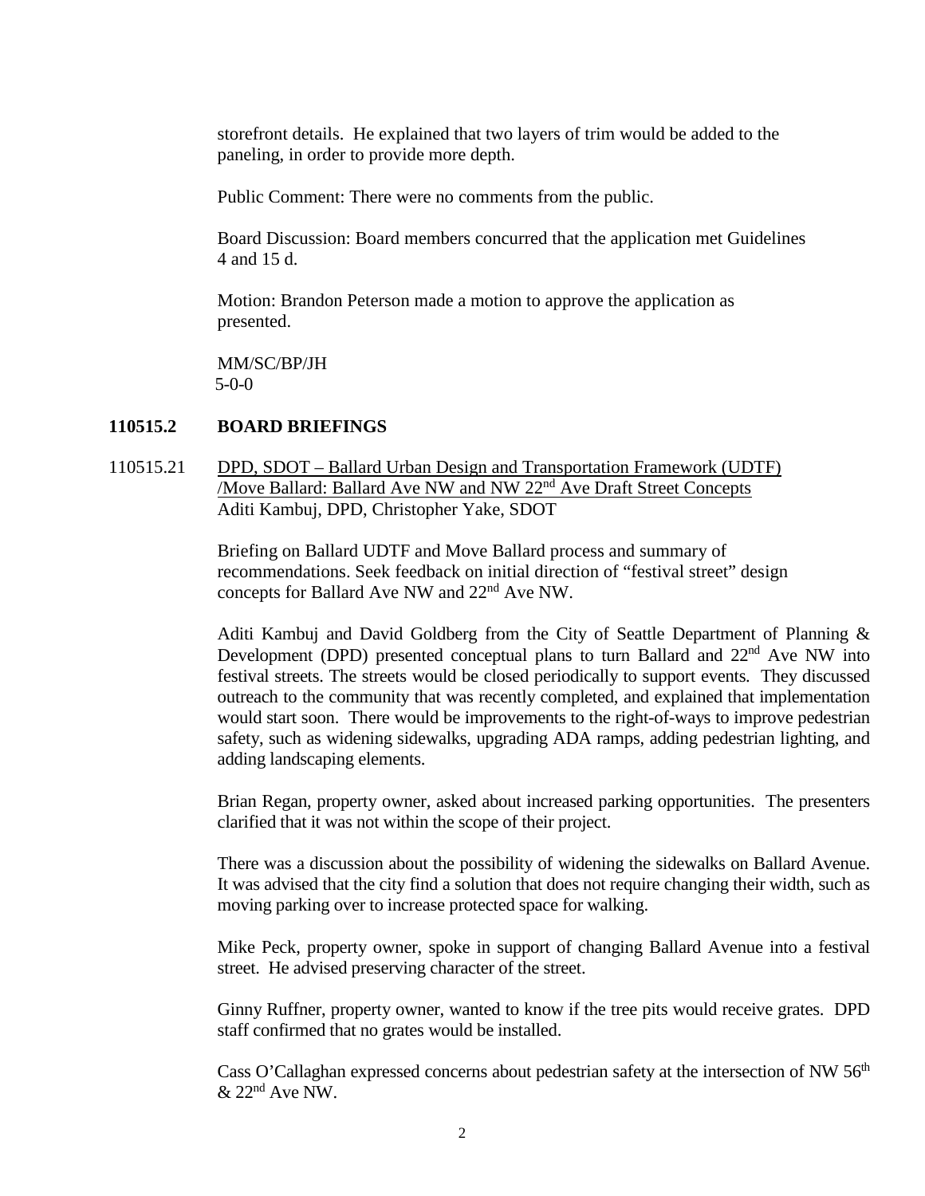storefront details. He explained that two layers of trim would be added to the paneling, in order to provide more depth.

Public Comment: There were no comments from the public.

Board Discussion: Board members concurred that the application met Guidelines 4 and 15 d.

Motion: Brandon Peterson made a motion to approve the application as presented.

MM/SC/BP/JH
5-0-0

**110515.2 BOARD BRIEFINGS**

110515.21 DPD, SDOT – Ballard Urban Design and Transportation Framework (UDTF) /Move Ballard: Ballard Ave NW and NW 22nd Ave Draft Street Concepts
Aditi Kambuj, DPD, Christopher Yake, SDOT

Briefing on Ballard UDTF and Move Ballard process and summary of recommendations. Seek feedback on initial direction of "festival street" design concepts for Ballard Ave NW and 22nd Ave NW.

Aditi Kambuj and David Goldberg from the City of Seattle Department of Planning & Development (DPD) presented conceptual plans to turn Ballard and 22nd Ave NW into festival streets. The streets would be closed periodically to support events. They discussed outreach to the community that was recently completed, and explained that implementation would start soon. There would be improvements to the right-of-ways to improve pedestrian safety, such as widening sidewalks, upgrading ADA ramps, adding pedestrian lighting, and adding landscaping elements.

Brian Regan, property owner, asked about increased parking opportunities. The presenters clarified that it was not within the scope of their project.

There was a discussion about the possibility of widening the sidewalks on Ballard Avenue. It was advised that the city find a solution that does not require changing their width, such as moving parking over to increase protected space for walking.

Mike Peck, property owner, spoke in support of changing Ballard Avenue into a festival street. He advised preserving character of the street.

Ginny Ruffner, property owner, wanted to know if the tree pits would receive grates. DPD staff confirmed that no grates would be installed.

Cass O'Callaghan expressed concerns about pedestrian safety at the intersection of NW 56th & 22nd Ave NW.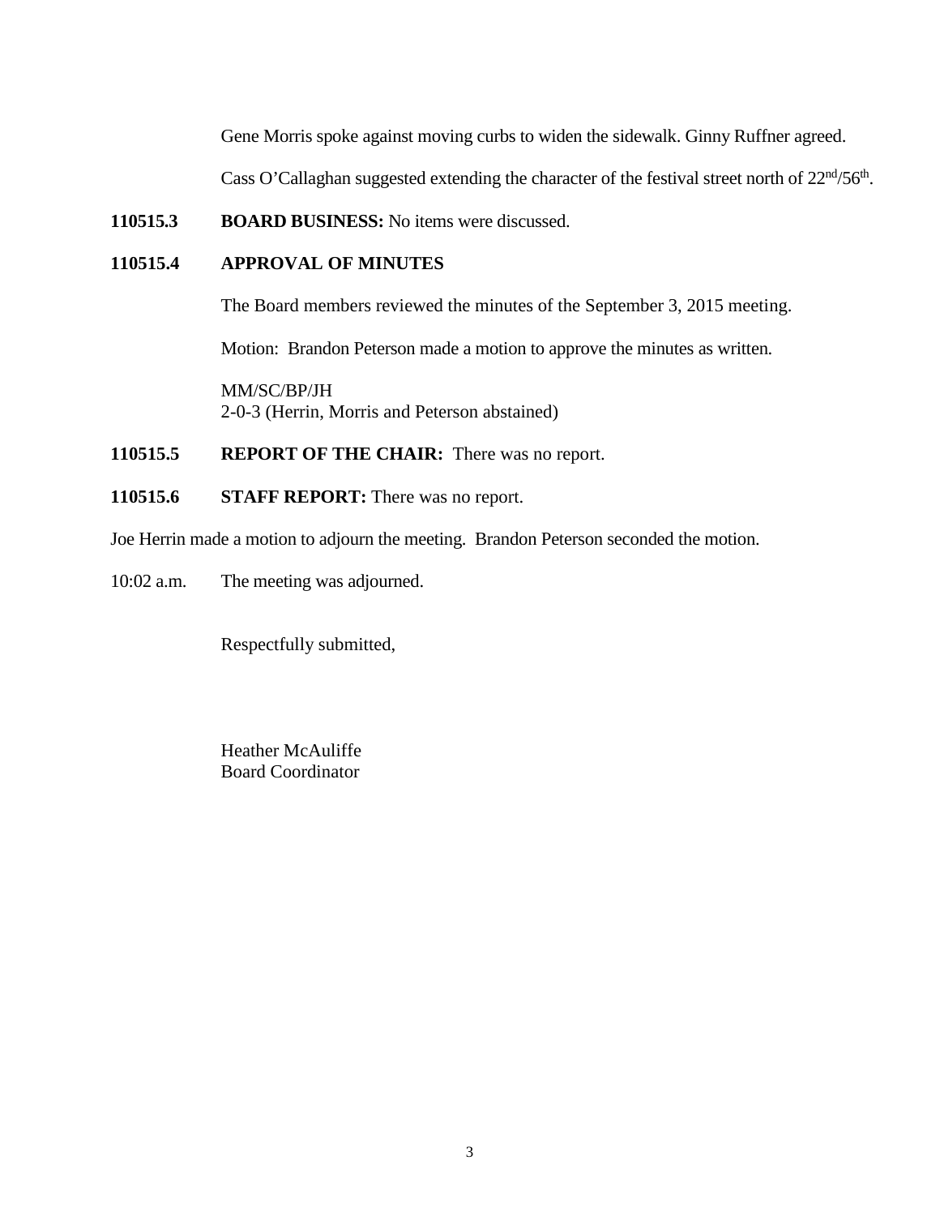Gene Morris spoke against moving curbs to widen the sidewalk. Ginny Ruffner agreed.

Cass O'Callaghan suggested extending the character of the festival street north of 22nd/56th.

**110515.3 BOARD BUSINESS:** No items were discussed.

**110515.4 APPROVAL OF MINUTES**

The Board members reviewed the minutes of the September 3, 2015 meeting.

Motion: Brandon Peterson made a motion to approve the minutes as written.

MM/SC/BP/JH
2-0-3 (Herrin, Morris and Peterson abstained)

**110515.5 REPORT OF THE CHAIR:** There was no report.

**110515.6 STAFF REPORT:** There was no report.

Joe Herrin made a motion to adjourn the meeting. Brandon Peterson seconded the motion.

10:02 a.m. The meeting was adjourned.

Respectfully submitted,

Heather McAuliffe
Board Coordinator